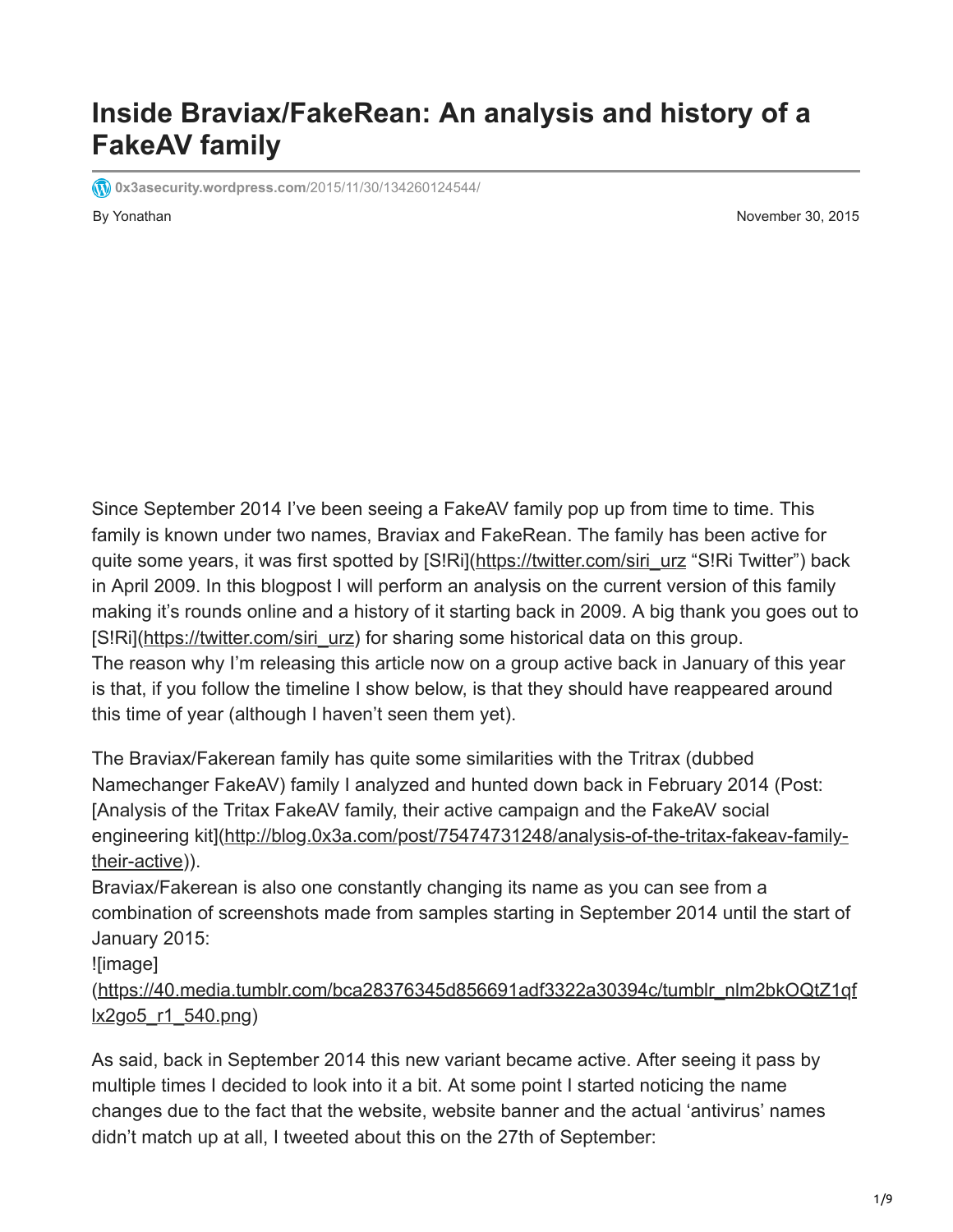# Inside Braviax/FakeRean: An analysis and history of a FakeAV family

0x3asecurity.wordpress.com/2015/11/30/134260124544/

By Yonathan

November 30, 2015

Since September 2014 I've been seeing a FakeAV family pop up from time to time. This family is known under two names, Braviax and FakeRean. The family has been active for quite some years, it was first spotted by [S!Ri](https://twitter.com/siri_urz "S!Ri Twitter") back in April 2009. In this blogpost I will perform an analysis on the current version of this family making it's rounds online and a history of it starting back in 2009. A big thank you goes out to [S!Ri](https://twitter.com/siri_urz) for sharing some historical data on this group.
The reason why I'm releasing this article now on a group active back in January of this year is that, if you follow the timeline I show below, is that they should have reappeared around this time of year (although I haven't seen them yet).

The Braviax/Fakerean family has quite some similarities with the Tritrax (dubbed Namechanger FakeAV) family I analyzed and hunted down back in February 2014 (Post: [Analysis of the Tritax FakeAV family, their active campaign and the FakeAV social engineering kit](http://blog.0x3a.com/post/75474731248/analysis-of-the-tritax-fakeav-family-their-active)).
Braviax/Fakerean is also one constantly changing its name as you can see from a combination of screenshots made from samples starting in September 2014 until the start of January 2015:
![image](https://40.media.tumblr.com/bca28376345d856691adf3322a30394c/tumblr_nlm2bkOQtZ1qflx2go5_r1_540.png)

As said, back in September 2014 this new variant became active. After seeing it pass by multiple times I decided to look into it a bit. At some point I started noticing the name changes due to the fact that the website, website banner and the actual 'antivirus' names didn't match up at all, I tweeted about this on the 27th of September: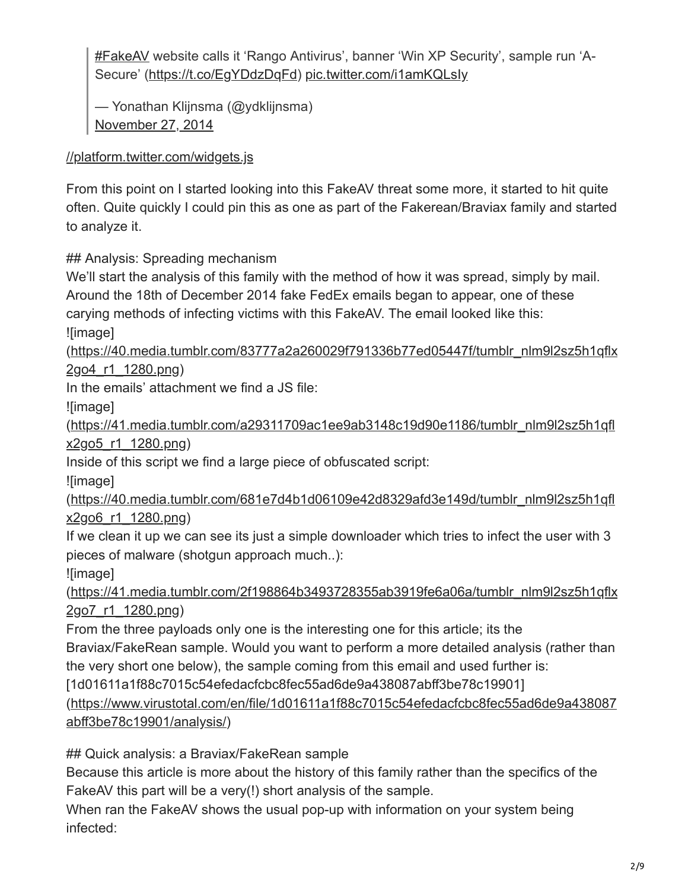> #FakeAV website calls it 'Rango Antivirus', banner 'Win XP Security', sample run 'A-Secure' (https://t.co/EgYDdzDqFd) pic.twitter.com/i1amKQLsIy
>
> — Yonathan Klijnsma (@ydklijnsma) November 27, 2014

//platform.twitter.com/widgets.js

From this point on I started looking into this FakeAV threat some more, it started to hit quite often. Quite quickly I could pin this as one as part of the Fakerean/Braviax family and started to analyze it.

## Analysis: Spreading mechanism

We'll start the analysis of this family with the method of how it was spread, simply by mail. Around the 18th of December 2014 fake FedEx emails began to appear, one of these carying methods of infecting victims with this FakeAV. The email looked like this:
![image](https://40.media.tumblr.com/83777a2a260029f791336b77ed05447f/tumblr_nlm9l2sz5h1qflx2go4_r1_1280.png)
In the emails' attachment we find a JS file:
![image](https://41.media.tumblr.com/a29311709ac1ee9ab3148c19d90e1186/tumblr_nlm9l2sz5h1qflx2go5_r1_1280.png)
Inside of this script we find a large piece of obfuscated script:
![image](https://40.media.tumblr.com/681e7d4b1d06109e42d8329afd3e149d/tumblr_nlm9l2sz5h1qflx2go6_r1_1280.png)
If we clean it up we can see its just a simple downloader which tries to infect the user with 3 pieces of malware (shotgun approach much..):
![image](https://41.media.tumblr.com/2f198864b3493728355ab3919fe6a06a/tumblr_nlm9l2sz5h1qflx2go7_r1_1280.png)
From the three payloads only one is the interesting one for this article; its the Braviax/FakeRean sample. Would you want to perform a more detailed analysis (rather than the very short one below), the sample coming from this email and used further is: [1d01611a1f88c7015c54efedacfcbc8fec55ad6de9a438087abff3be78c19901](https://www.virustotal.com/en/file/1d01611a1f88c7015c54efedacfcbc8fec55ad6de9a438087abff3be78c19901/analysis/)

## Quick analysis: a Braviax/FakeRean sample

Because this article is more about the history of this family rather than the specifics of the FakeAV this part will be a very(!) short analysis of the sample.
When ran the FakeAV shows the usual pop-up with information on your system being infected: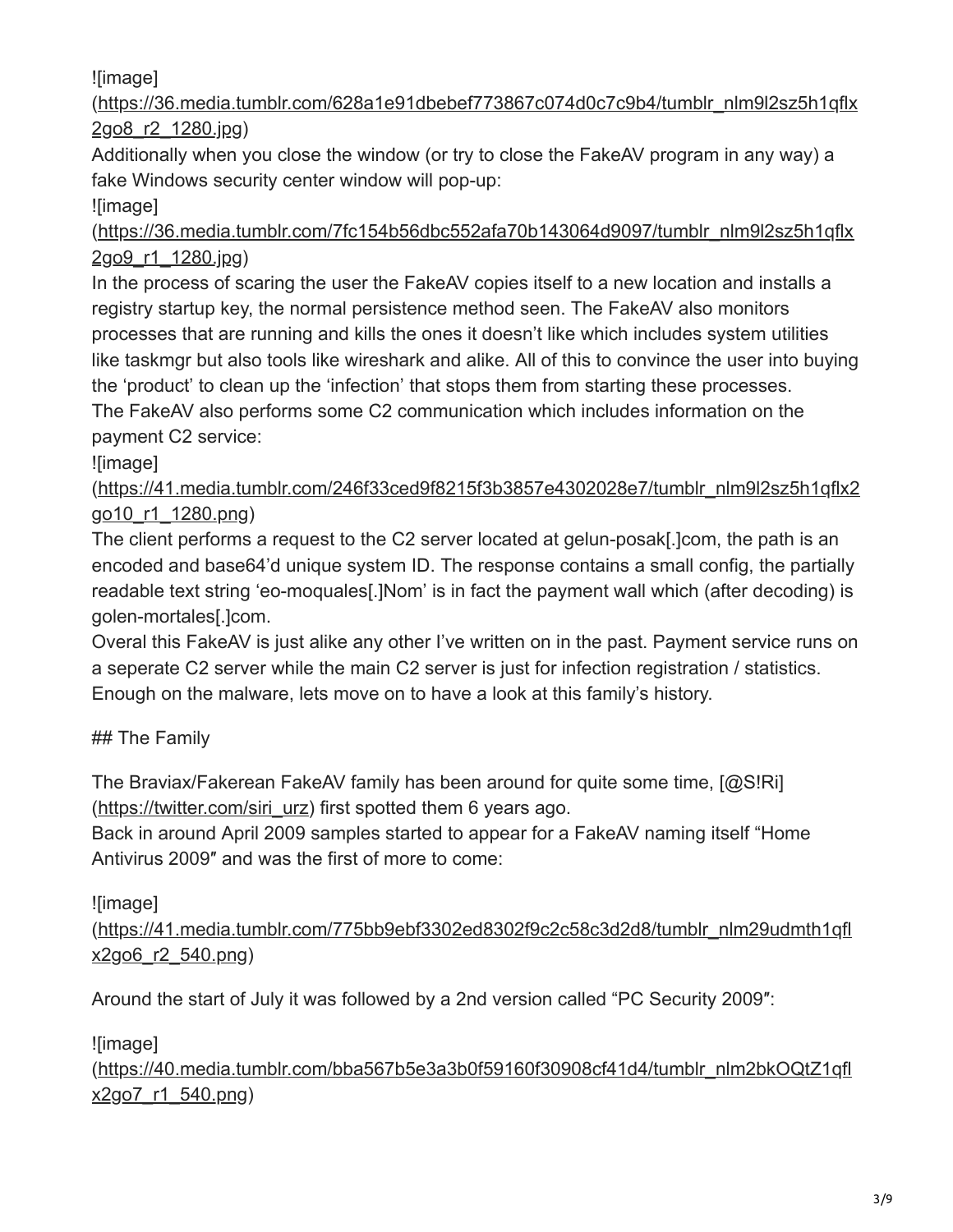![image](https://36.media.tumblr.com/628a1e91dbebef773867c074d0c7c9b4/tumblr_nlm9l2sz5h1qflx2go8_r2_1280.jpg)

Additionally when you close the window (or try to close the FakeAV program in any way) a fake Windows security center window will pop-up:

![image](https://36.media.tumblr.com/7fc154b56dbc552afa70b143064d9097/tumblr_nlm9l2sz5h1qflx2go9_r1_1280.jpg)

In the process of scaring the user the FakeAV copies itself to a new location and installs a registry startup key, the normal persistence method seen. The FakeAV also monitors processes that are running and kills the ones it doesn't like which includes system utilities like taskmgr but also tools like wireshark and alike. All of this to convince the user into buying the 'product' to clean up the 'infection' that stops them from starting these processes.

The FakeAV also performs some C2 communication which includes information on the payment C2 service:

![image](https://41.media.tumblr.com/246f33ced9f8215f3b3857e4302028e7/tumblr_nlm9l2sz5h1qflx2go10_r1_1280.png)

The client performs a request to the C2 server located at gelun-posak[.]com, the path is an encoded and base64'd unique system ID. The response contains a small config, the partially readable text string 'eo-moquales[.]Nom' is in fact the payment wall which (after decoding) is golen-mortales[.]com.

Overal this FakeAV is just alike any other I've written on in the past. Payment service runs on a seperate C2 server while the main C2 server is just for infection registration / statistics.

Enough on the malware, lets move on to have a look at this family's history.

## The Family

The Braviax/Fakerean FakeAV family has been around for quite some time, [@S!Ri](https://twitter.com/siri_urz) first spotted them 6 years ago.

Back in around April 2009 samples started to appear for a FakeAV naming itself "Home Antivirus 2009″ and was the first of more to come:

![image](https://41.media.tumblr.com/775bb9ebf3302ed8302f9c2c58c3d2d8/tumblr_nlm29udmth1qflx2go6_r2_540.png)

Around the start of July it was followed by a 2nd version called "PC Security 2009″:

![image](https://40.media.tumblr.com/bba567b5e3a3b0f59160f30908cf41d4/tumblr_nlm2bkOQtZ1qflx2go7_r1_540.png)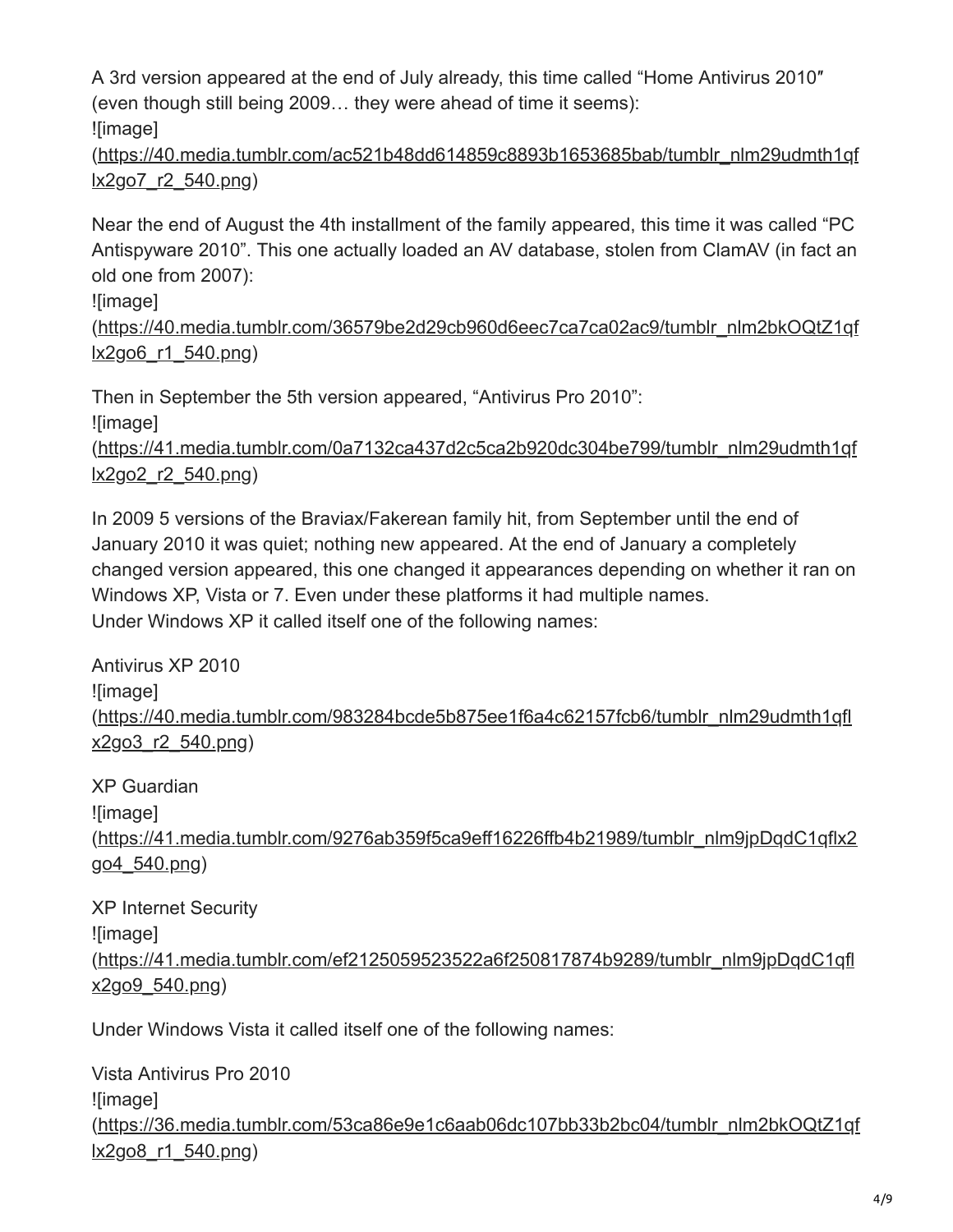A 3rd version appeared at the end of July already, this time called "Home Antivirus 2010″ (even though still being 2009… they were ahead of time it seems):
![image](https://40.media.tumblr.com/ac521b48dd614859c8893b1653685bab/tumblr_nlm29udmth1qflx2go7_r2_540.png)

Near the end of August the 4th installment of the family appeared, this time it was called "PC Antispyware 2010". This one actually loaded an AV database, stolen from ClamAV (in fact an old one from 2007):
![image](https://40.media.tumblr.com/36579be2d29cb960d6eec7ca7ca02ac9/tumblr_nlm2bkOQtZ1qflx2go6_r1_540.png)

Then in September the 5th version appeared, "Antivirus Pro 2010":
![image](https://41.media.tumblr.com/0a7132ca437d2c5ca2b920dc304be799/tumblr_nlm29udmth1qflx2go2_r2_540.png)

In 2009 5 versions of the Braviax/Fakerean family hit, from September until the end of January 2010 it was quiet; nothing new appeared. At the end of January a completely changed version appeared, this one changed it appearances depending on whether it ran on Windows XP, Vista or 7. Even under these platforms it had multiple names.
Under Windows XP it called itself one of the following names:

Antivirus XP 2010
![image](https://40.media.tumblr.com/983284bcde5b875ee1f6a4c62157fcb6/tumblr_nlm29udmth1qflx2go3_r2_540.png)

XP Guardian
![image](https://41.media.tumblr.com/9276ab359f5ca9eff16226ffb4b21989/tumblr_nlm9jpDqdC1qflx2go4_540.png)

XP Internet Security
![image](https://41.media.tumblr.com/ef2125059523522a6f250817874b9289/tumblr_nlm9jpDqdC1qflx2go9_540.png)

Under Windows Vista it called itself one of the following names:

Vista Antivirus Pro 2010
![image](https://36.media.tumblr.com/53ca86e9e1c6aab06dc107bb33b2bc04/tumblr_nlm2bkOQtZ1qflx2go8_r1_540.png)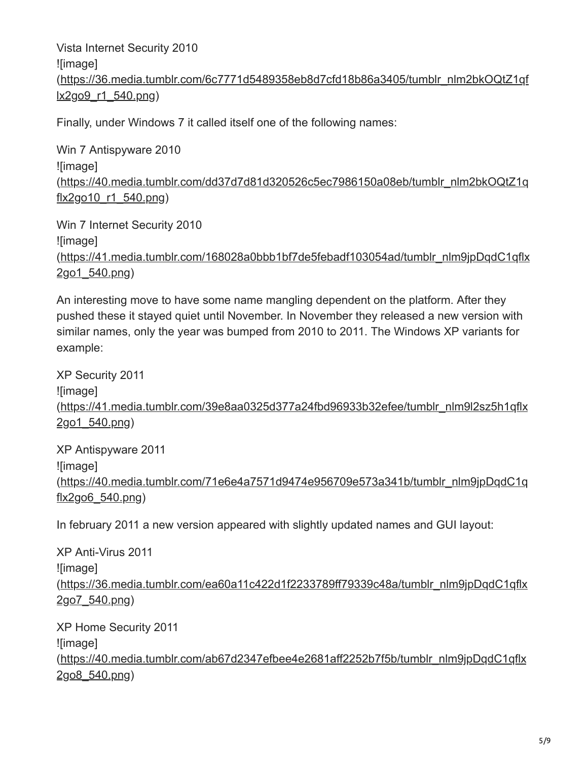Vista Internet Security 2010
![image](https://36.media.tumblr.com/6c7771d5489358eb8d7cfd18b86a3405/tumblr_nlm2bkOQtZ1qflx2go9_r1_540.png)

Finally, under Windows 7 it called itself one of the following names:

Win 7 Antispyware 2010
![image](https://40.media.tumblr.com/dd37d7d81d320526c5ec7986150a08eb/tumblr_nlm2bkOQtZ1qflx2go10_r1_540.png)

Win 7 Internet Security 2010
![image](https://41.media.tumblr.com/168028a0bbb1bf7de5febadf103054ad/tumblr_nlm9jpDqdC1qflx2go1_540.png)

An interesting move to have some name mangling dependent on the platform. After they pushed these it stayed quiet until November. In November they released a new version with similar names, only the year was bumped from 2010 to 2011. The Windows XP variants for example:

XP Security 2011
![image](https://41.media.tumblr.com/39e8aa0325d377a24fbd96933b32efee/tumblr_nlm9l2sz5h1qflx2go1_540.png)

XP Antispyware 2011
![image](https://40.media.tumblr.com/71e6e4a7571d9474e956709e573a341b/tumblr_nlm9jpDqdC1qflx2go6_540.png)

In february 2011 a new version appeared with slightly updated names and GUI layout:

XP Anti-Virus 2011
![image](https://36.media.tumblr.com/ea60a11c422d1f2233789ff79339c48a/tumblr_nlm9jpDqdC1qflx2go7_540.png)

XP Home Security 2011
![image](https://40.media.tumblr.com/ab67d2347efbee4e2681aff2252b7f5b/tumblr_nlm9jpDqdC1qflx2go8_540.png)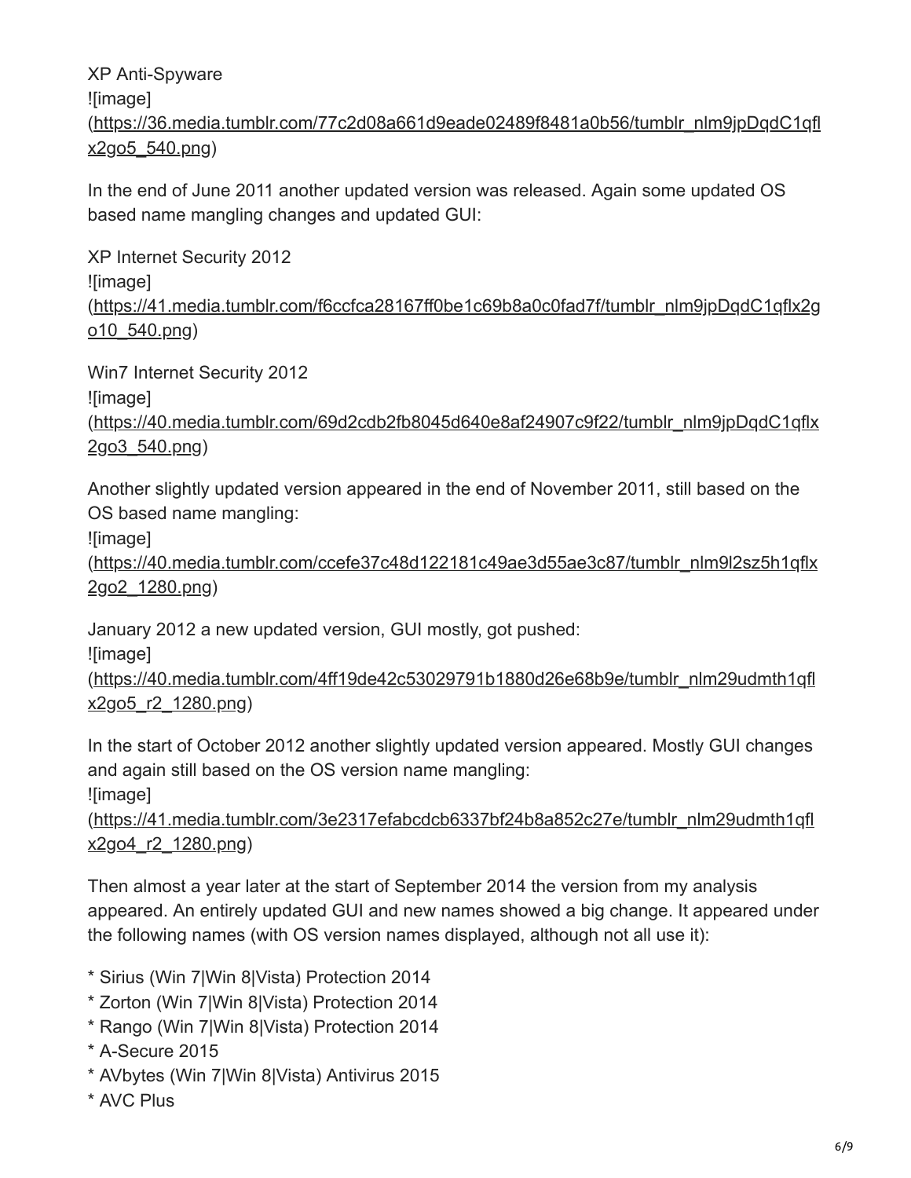XP Anti-Spyware
![image](https://36.media.tumblr.com/77c2d08a661d9eade02489f8481a0b56/tumblr_nlm9jpDqdC1qflx2go5_540.png)

In the end of June 2011 another updated version was released. Again some updated OS based name mangling changes and updated GUI:

XP Internet Security 2012
![image](https://41.media.tumblr.com/f6ccfca28167ff0be1c69b8a0c0fad7f/tumblr_nlm9jpDqdC1qflx2go10_540.png)

Win7 Internet Security 2012
![image](https://40.media.tumblr.com/69d2cdb2fb8045d640e8af24907c9f22/tumblr_nlm9jpDqdC1qflx2go3_540.png)

Another slightly updated version appeared in the end of November 2011, still based on the OS based name mangling:
![image](https://40.media.tumblr.com/ccefe37c48d122181c49ae3d55ae3c87/tumblr_nlm9l2sz5h1qflx2go2_1280.png)

January 2012 a new updated version, GUI mostly, got pushed:
![image](https://40.media.tumblr.com/4ff19de42c53029791b1880d26e68b9e/tumblr_nlm29udmth1qflx2go5_r2_1280.png)

In the start of October 2012 another slightly updated version appeared. Mostly GUI changes and again still based on the OS version name mangling:
![image](https://41.media.tumblr.com/3e2317efabcdcb6337bf24b8a852c27e/tumblr_nlm29udmth1qflx2go4_r2_1280.png)

Then almost a year later at the start of September 2014 the version from my analysis appeared. An entirely updated GUI and new names showed a big change. It appeared under the following names (with OS version names displayed, although not all use it):

* Sirius (Win 7|Win 8|Vista) Protection 2014
* Zorton (Win 7|Win 8|Vista) Protection 2014
* Rango (Win 7|Win 8|Vista) Protection 2014
* A-Secure 2015
* AVbytes (Win 7|Win 8|Vista) Antivirus 2015
* AVC Plus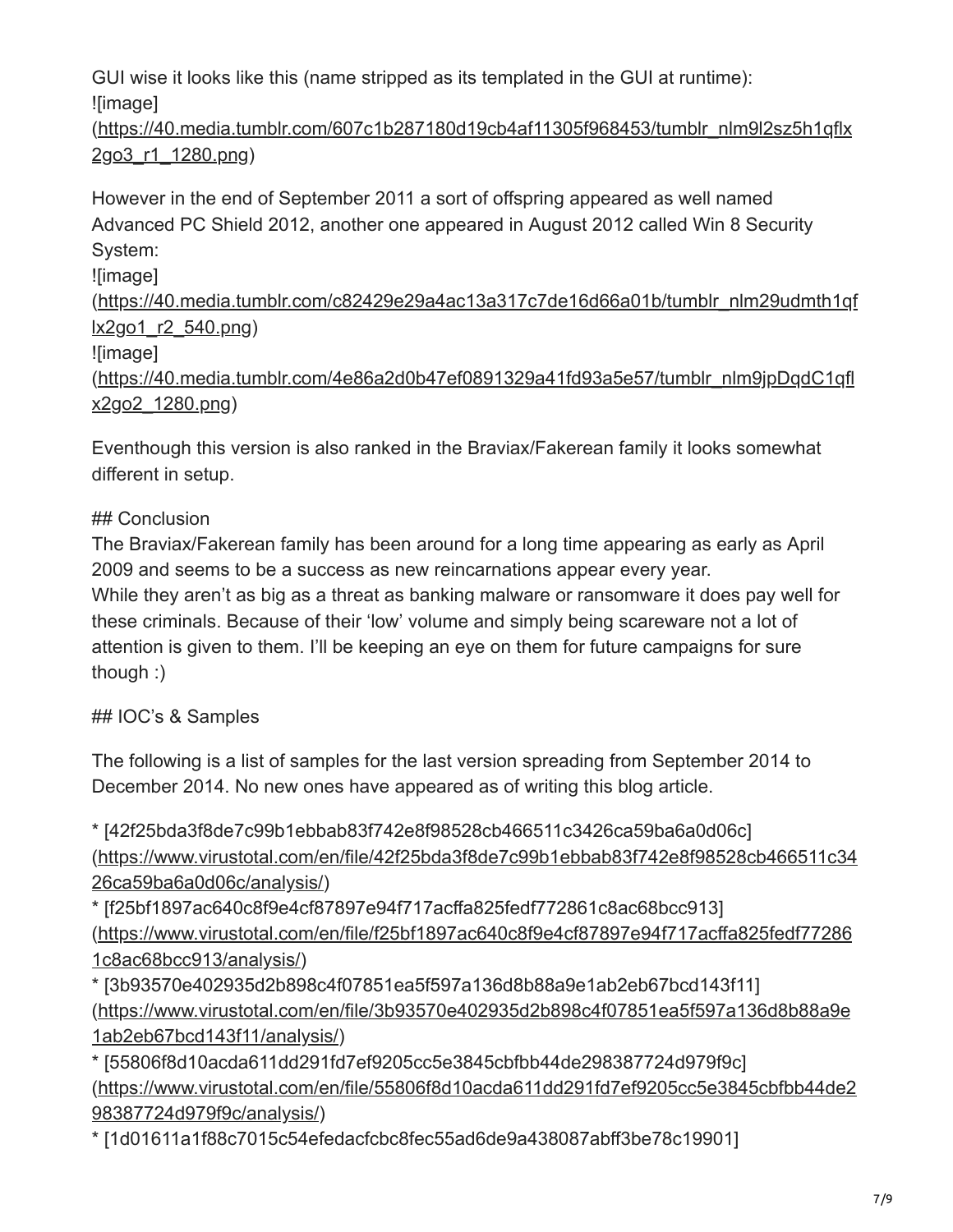GUI wise it looks like this (name stripped as its templated in the GUI at runtime):
![image](https://40.media.tumblr.com/607c1b287180d19cb4af11305f968453/tumblr_nlm9l2sz5h1qflx2go3_r1_1280.png)

However in the end of September 2011 a sort of offspring appeared as well named Advanced PC Shield 2012, another one appeared in August 2012 called Win 8 Security System:
![image](https://40.media.tumblr.com/c82429e29a4ac13a317c7de16d66a01b/tumblr_nlm29udmth1qflx2go1_r2_540.png)
![image](https://40.media.tumblr.com/4e86a2d0b47ef0891329a41fd93a5e57/tumblr_nlm9jpDqdC1qflx2go2_1280.png)

Eventhough this version is also ranked in the Braviax/Fakerean family it looks somewhat different in setup.

## Conclusion

The Braviax/Fakerean family has been around for a long time appearing as early as April 2009 and seems to be a success as new reincarnations appear every year.
While they aren't as big as a threat as banking malware or ransomware it does pay well for these criminals. Because of their 'low' volume and simply being scareware not a lot of attention is given to them. I'll be keeping an eye on them for future campaigns for sure though :)

## IOC's & Samples

The following is a list of samples for the last version spreading from September 2014 to December 2014. No new ones have appeared as of writing this blog article.

* [42f25bda3f8de7c99b1ebbab83f742e8f98528cb466511c3426ca59ba6a0d06c](https://www.virustotal.com/en/file/42f25bda3f8de7c99b1ebbab83f742e8f98528cb466511c3426ca59ba6a0d06c/analysis/)
* [f25bf1897ac640c8f9e4cf87897e94f717acffa825fedf772861c8ac68bcc913](https://www.virustotal.com/en/file/f25bf1897ac640c8f9e4cf87897e94f717acffa825fedf772861c8ac68bcc913/analysis/)
* [3b93570e402935d2b898c4f07851ea5f597a136d8b88a9e1ab2eb67bcd143f11](https://www.virustotal.com/en/file/3b93570e402935d2b898c4f07851ea5f597a136d8b88a9e1ab2eb67bcd143f11/analysis/)
* [55806f8d10acda611dd291fd7ef9205cc5e3845cbfbb44de298387724d979f9c](https://www.virustotal.com/en/file/55806f8d10acda611dd291fd7ef9205cc5e3845cbfbb44de298387724d979f9c/analysis/)
* [1d01611a1f88c7015c54efedacfcbc8fec55ad6de9a438087abff3be78c19901]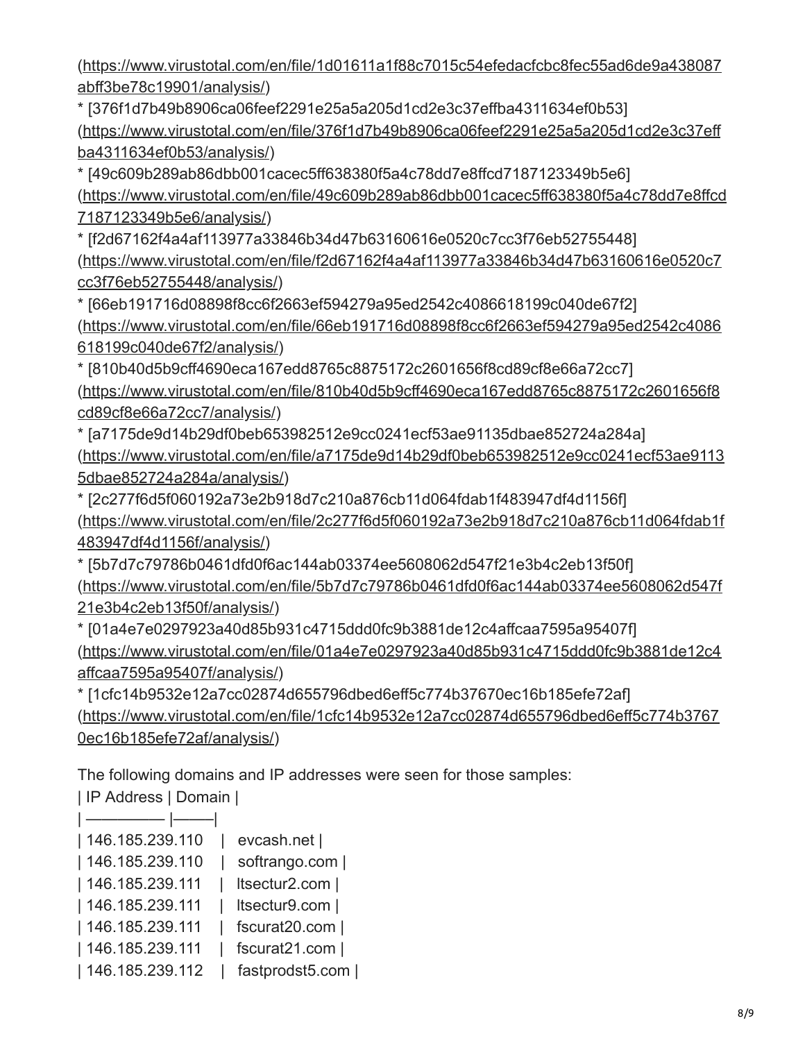(https://www.virustotal.com/en/file/1d01611a1f88c7015c54efedacfcbc8fec55ad6de9a438087abff3be78c19901/analysis/)

* [376f1d7b49b8906ca06feef2291e25a5a205d1cd2e3c37effba4311634ef0b53](https://www.virustotal.com/en/file/376f1d7b49b8906ca06feef2291e25a5a205d1cd2e3c37effba4311634ef0b53/analysis/)
* [49c609b289ab86dbb001cacec5ff638380f5a4c78dd7e8ffcd7187123349b5e6](https://www.virustotal.com/en/file/49c609b289ab86dbb001cacec5ff638380f5a4c78dd7e8ffcd7187123349b5e6/analysis/)
* [f2d67162f4a4af113977a33846b34d47b63160616e0520c7cc3f76eb52755448](https://www.virustotal.com/en/file/f2d67162f4a4af113977a33846b34d47b63160616e0520c7cc3f76eb52755448/analysis/)
* [66eb191716d08898f8cc6f2663ef594279a95ed2542c4086618199c040de67f2](https://www.virustotal.com/en/file/66eb191716d08898f8cc6f2663ef594279a95ed2542c4086618199c040de67f2/analysis/)
* [810b40d5b9cff4690eca167edd8765c8875172c2601656f8cd89cf8e66a72cc7](https://www.virustotal.com/en/file/810b40d5b9cff4690eca167edd8765c8875172c2601656f8cd89cf8e66a72cc7/analysis/)
* [a7175de9d14b29df0beb653982512e9cc0241ecf53ae91135dbae852724a284a](https://www.virustotal.com/en/file/a7175de9d14b29df0beb653982512e9cc0241ecf53ae91135dbae852724a284a/analysis/)
* [2c277f6d5f060192a73e2b918d7c210a876cb11d064fdab1f483947df4d1156f](https://www.virustotal.com/en/file/2c277f6d5f060192a73e2b918d7c210a876cb11d064fdab1f483947df4d1156f/analysis/)
* [5b7d7c79786b0461dfd0f6ac144ab03374ee5608062d547f21e3b4c2eb13f50f](https://www.virustotal.com/en/file/5b7d7c79786b0461dfd0f6ac144ab03374ee5608062d547f21e3b4c2eb13f50f/analysis/)
* [01a4e7e0297923a40d85b931c4715ddd0fc9b3881de12c4affcaa7595a95407f](https://www.virustotal.com/en/file/01a4e7e0297923a40d85b931c4715ddd0fc9b3881de12c4affcaa7595a95407f/analysis/)
* [1cfc14b9532e12a7cc02874d655796dbed6eff5c774b37670ec16b185efe72af](https://www.virustotal.com/en/file/1cfc14b9532e12a7cc02874d655796dbed6eff5c774b37670ec16b185efe72af/analysis/)

The following domains and IP addresses were seen for those samples:

| IP Address | Domain |
| --- | --- |
| 146.185.239.110 | evcash.net |
| 146.185.239.110 | softrango.com |
| 146.185.239.111 | ltsectur2.com |
| 146.185.239.111 | ltsectur9.com |
| 146.185.239.111 | fscurat20.com |
| 146.185.239.111 | fscurat21.com |
| 146.185.239.112 | fastprodst5.com |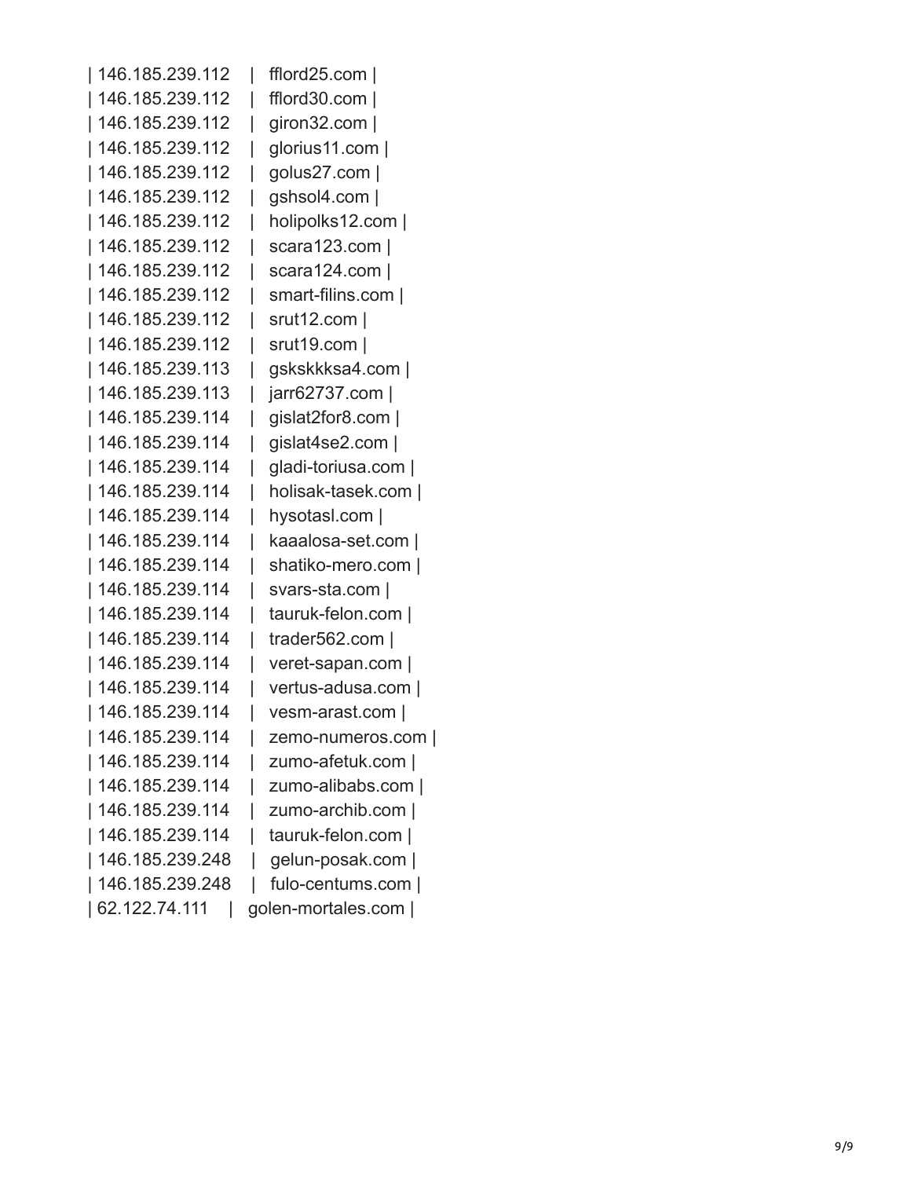| | |
|---|---|
| 146.185.239.112 | fflord25.com |
| 146.185.239.112 | fflord30.com |
| 146.185.239.112 | giron32.com |
| 146.185.239.112 | glorius11.com |
| 146.185.239.112 | golus27.com |
| 146.185.239.112 | gshsol4.com |
| 146.185.239.112 | holipolks12.com |
| 146.185.239.112 | scara123.com |
| 146.185.239.112 | scara124.com |
| 146.185.239.112 | smart-filins.com |
| 146.185.239.112 | srut12.com |
| 146.185.239.112 | srut19.com |
| 146.185.239.113 | gskskkksa4.com |
| 146.185.239.113 | jarr62737.com |
| 146.185.239.114 | gislat2for8.com |
| 146.185.239.114 | gislat4se2.com |
| 146.185.239.114 | gladi-toriusa.com |
| 146.185.239.114 | holisak-tasek.com |
| 146.185.239.114 | hysotasl.com |
| 146.185.239.114 | kaaalosa-set.com |
| 146.185.239.114 | shatiko-mero.com |
| 146.185.239.114 | svars-sta.com |
| 146.185.239.114 | tauruk-felon.com |
| 146.185.239.114 | trader562.com |
| 146.185.239.114 | veret-sapan.com |
| 146.185.239.114 | vertus-adusa.com |
| 146.185.239.114 | vesm-arast.com |
| 146.185.239.114 | zemo-numeros.com |
| 146.185.239.114 | zumo-afetuk.com |
| 146.185.239.114 | zumo-alibabs.com |
| 146.185.239.114 | zumo-archib.com |
| 146.185.239.114 | tauruk-felon.com |
| 146.185.239.248 | gelun-posak.com |
| 146.185.239.248 | fulo-centums.com |
| 62.122.74.111 | golen-mortales.com |